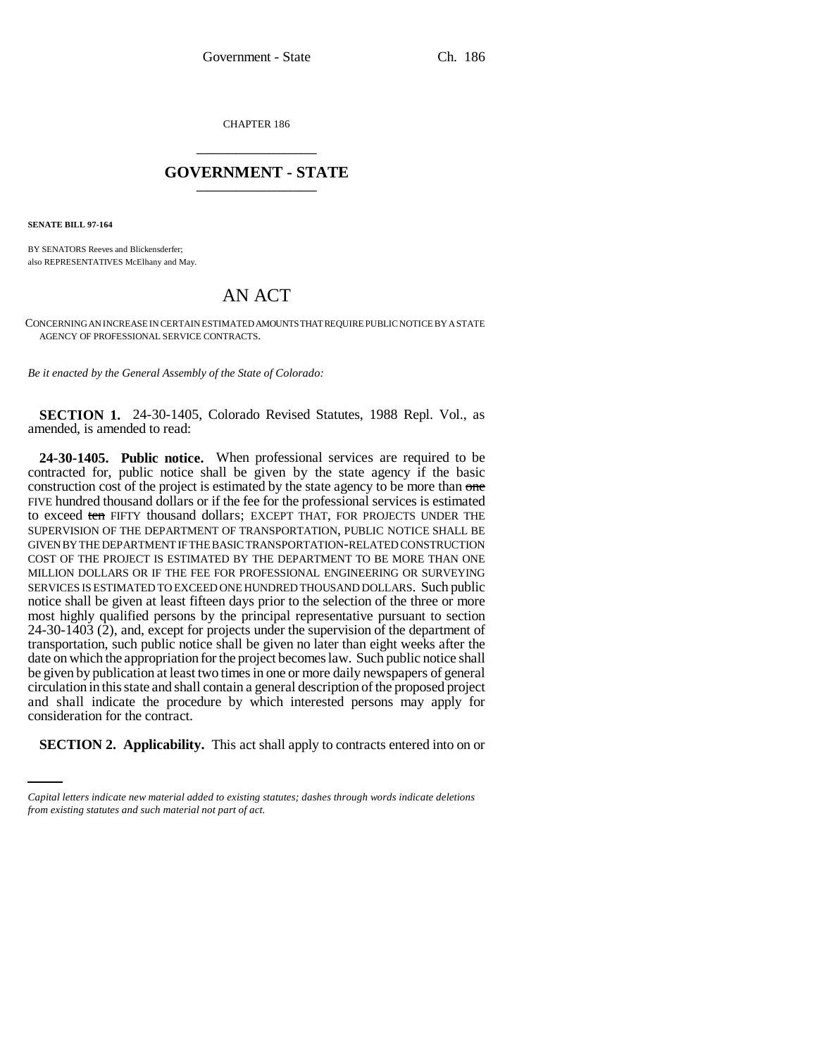CHAPTER 186

# GOVERNMENT - STATE

**SENATE BILL 97-164**

BY SENATORS Reeves and Blickensderfer;
also REPRESENTATIVES McElhany and May.

# AN ACT

CONCERNING AN INCREASE IN CERTAIN ESTIMATED AMOUNTS THAT REQUIRE PUBLIC NOTICE BY A STATE AGENCY OF PROFESSIONAL SERVICE CONTRACTS.

*Be it enacted by the General Assembly of the State of Colorado:*

**SECTION 1.** 24-30-1405, Colorado Revised Statutes, 1988 Repl. Vol., as amended, is amended to read:

**24-30-1405. Public notice.** When professional services are required to be contracted for, public notice shall be given by the state agency if the basic construction cost of the project is estimated by the state agency to be more than ~~one~~ FIVE hundred thousand dollars or if the fee for the professional services is estimated to exceed ~~ten~~ FIFTY thousand dollars; EXCEPT THAT, FOR PROJECTS UNDER THE SUPERVISION OF THE DEPARTMENT OF TRANSPORTATION, PUBLIC NOTICE SHALL BE GIVEN BY THE DEPARTMENT IF THE BASIC TRANSPORTATION-RELATED CONSTRUCTION COST OF THE PROJECT IS ESTIMATED BY THE DEPARTMENT TO BE MORE THAN ONE MILLION DOLLARS OR IF THE FEE FOR PROFESSIONAL ENGINEERING OR SURVEYING SERVICES IS ESTIMATED TO EXCEED ONE HUNDRED THOUSAND DOLLARS. Such public notice shall be given at least fifteen days prior to the selection of the three or more most highly qualified persons by the principal representative pursuant to section 24-30-1403 (2), and, except for projects under the supervision of the department of transportation, such public notice shall be given no later than eight weeks after the date on which the appropriation for the project becomes law. Such public notice shall be given by publication at least two times in one or more daily newspapers of general circulation in this state and shall contain a general description of the proposed project and shall indicate the procedure by which interested persons may apply for consideration for the contract.

**SECTION 2. Applicability.** This act shall apply to contracts entered into on or

*Capital letters indicate new material added to existing statutes; dashes through words indicate deletions from existing statutes and such material not part of act.*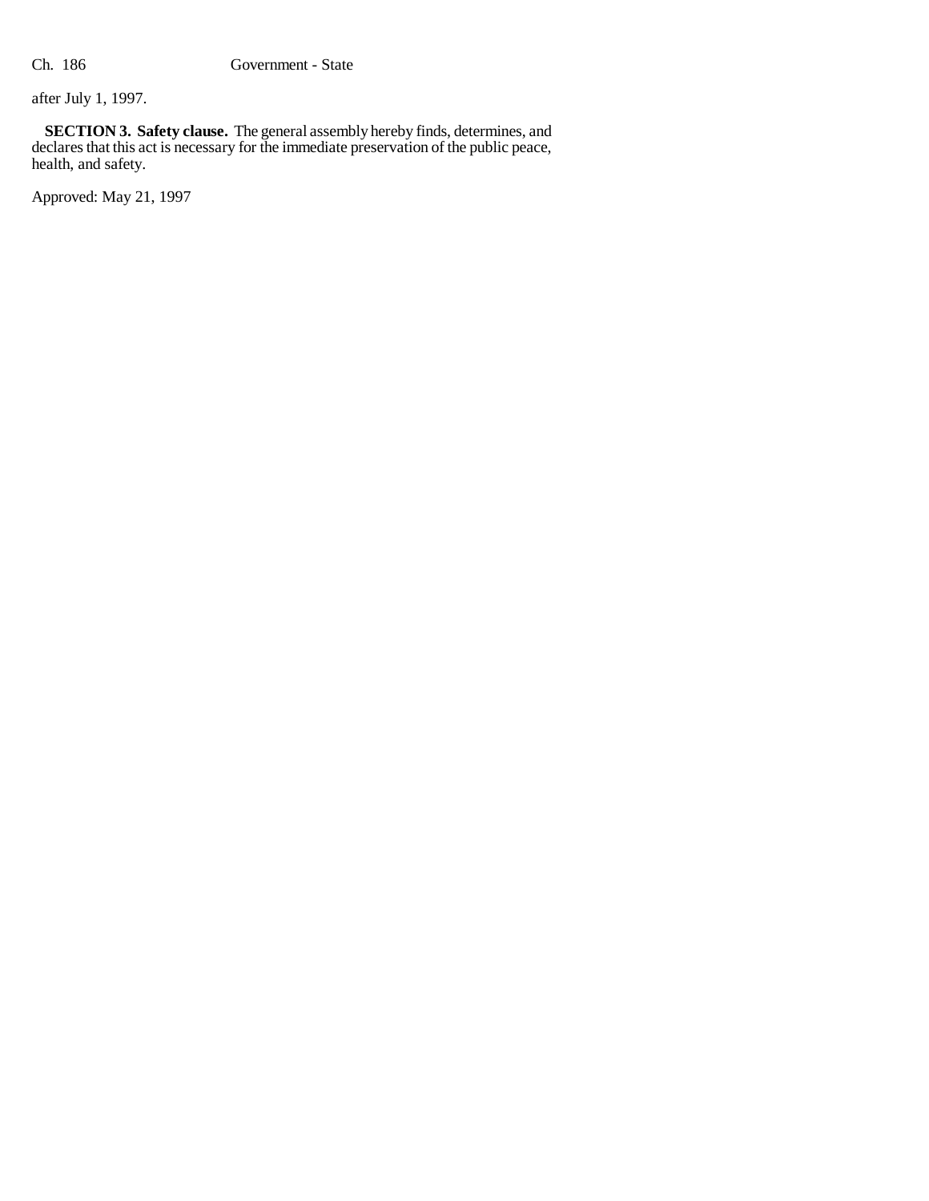after July 1, 1997.

**SECTION 3. Safety clause.** The general assembly hereby finds, determines, and declares that this act is necessary for the immediate preservation of the public peace, health, and safety.

Approved: May 21, 1997